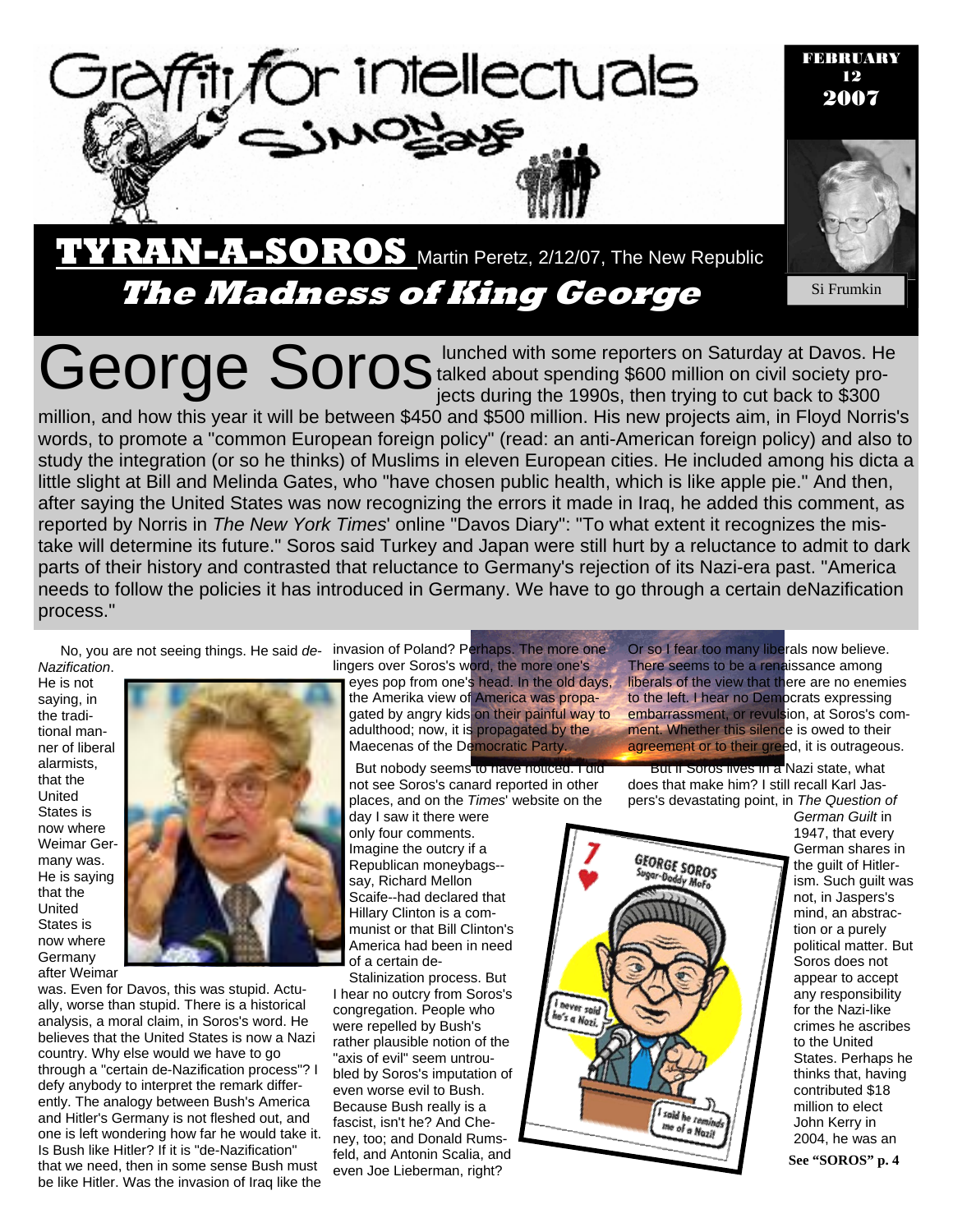# Graffiti for intellectuals

## Simon Says

FEBRUARY 12 2007

Si Frumkin

## TYRAN-A-SOROS

Martin Peretz, 2/12/07, The New Republic

## *The Madness of King George*

George Soros lunched with some reporters on Saturday at Davos. He talked about spending $600 million on civil society projects during the 1990s, then trying to cut back to $300 million, and how this year it will be between $450 and $500 million. His new projects aim, in Floyd Norris's words, to promote a "common European foreign policy" (read: an anti-American foreign policy) and also to study the integration (or so he thinks) of Muslims in eleven European cities. He included among his dicta a little slight at Bill and Melinda Gates, who "have chosen public health, which is like apple pie." And then, after saying the United States was now recognizing the errors it made in Iraq, he added this comment, as reported by Norris in *The New York Times*' online "Davos Diary": "To what extent it recognizes the mistake will determine its future." Soros said Turkey and Japan were still hurt by a reluctance to admit to dark parts of their history and contrasted that reluctance to Germany's rejection of its Nazi-era past. "America needs to follow the policies it has introduced in Germany. We have to go through a certain deNazification process."

No, you are not seeing things. He said *de-Nazification*. He is not saying, in the traditional manner of liberal alarmists, that the United States is now where Weimar Germany was. He is saying that the United States is now where Germany after Weimar was. Even for Davos, this was stupid. Actually, worse than stupid. There is a historical analysis, a moral claim, in Soros's word. He believes that the United States is now a Nazi country. Why else would we have to go through a "certain de-Nazification process"? I defy anybody to interpret the remark differently. The analogy between Bush's America and Hitler's Germany is not fleshed out, and one is left wondering how far he would take it. Is Bush like Hitler? If it is "de-Nazification" that we need, then in some sense Bush must be like Hitler. Was the invasion of Iraq like the invasion of Poland? Perhaps. The more one lingers over Soros's word, the more one's eyes pop from one's head. In the old days, the Amerika view of America was propagated by angry kids on their painful way to adulthood; now, it is propagated by the Maecenas of the Democratic Party.

But nobody seems to have noticed. I did not see Soros's canard reported in other places, and on the *Times*' website on the day I saw it there were only four comments. Imagine the outcry if a Republican moneybags--say, Richard Mellon Scaife--had declared that Hillary Clinton is a communist or that Bill Clinton's America had been in need of a certain de-Stalinization process. But I hear no outcry from Soros's congregation. People who were repelled by Bush's rather plausible notion of the "axis of evil" seem untroubled by Soros's imputation of even worse evil to Bush. Because Bush really is a fascist, isn't he? And Cheney, too; and Donald Rumsfeld, and Antonin Scalia, and even Joe Lieberman, right?

Or so I fear too many liberals now believe. There seems to be a renaissance among liberals of the view that there are no enemies to the left. I hear no Democrats expressing embarrassment, or revulsion, at Soros's comment. Whether this silence is owed to their agreement or to their greed, it is outrageous.

But if Soros lives in a Nazi state, what does that make him? I still recall Karl Jaspers's devastating point, in *The Question of German Guilt* in 1947, that every German shares in the guilt of Hitlerism. Such guilt was not, in Jaspers's mind, an abstraction or a purely political matter. But Soros does not appear to accept any responsibility for the Nazi-like crimes he ascribes to the United States. Perhaps he thinks that, having contributed $18 million to elect John Kerry in 2004, he was an

**See "SOROS" p. 4**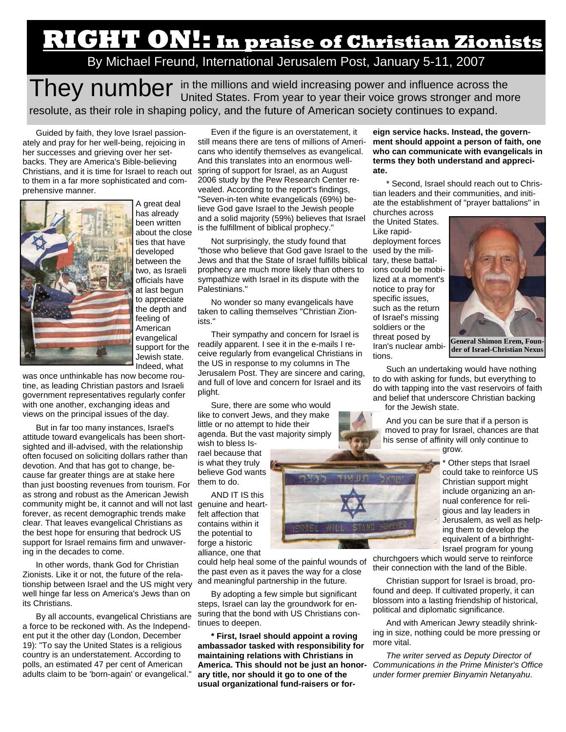# RIGHT ON!: In praise of Christian Zionists

By Michael Freund, International Jerusalem Post, January 5-11, 2007

They number in the millions and wield increasing power and influence across the United States. From year to year their voice grows stronger and more resolute, as their role in shaping policy, and the future of American society continues to expand.

Guided by faith, they love Israel passionately and pray for her well-being, rejoicing in her successes and grieving over her setbacks. They are America's Bible-believing Christians, and it is time for Israel to reach out to them in a far more sophisticated and comprehensive manner.

A great deal has already been written about the close ties that have developed between the two, as Israeli officials have at last begun to appreciate the depth and feeling of American evangelical support for the Jewish state. Indeed, what was once unthinkable has now become routine, as leading Christian pastors and Israeli government representatives regularly confer with one another, exchanging ideas and views on the principal issues of the day.

But in far too many instances, Israel's attitude toward evangelicals has been short-sighted and ill-advised, with the relationship often focused on soliciting dollars rather than devotion. And that has got to change, because far greater things are at stake here than just boosting revenues from tourism. For as strong and robust as the American Jewish community might be, it cannot and will not last forever, as recent demographic trends make clear. That leaves evangelical Christians as the best hope for ensuring that bedrock US support for Israel remains firm and unwavering in the decades to come.

In other words, thank God for Christian Zionists. Like it or not, the future of the relationship between Israel and the US might very well hinge far less on America's Jews than on its Christians.

By all accounts, evangelical Christians are a force to be reckoned with. As the Independent put it the other day (London, December 19): "To say the United States is a religious country is an understatement. According to polls, an estimated 47 per cent of American adults claim to be 'born-again' or evangelical."

Even if the figure is an overstatement, it still means there are tens of millions of Americans who identify themselves as evangelical. And this translates into an enormous wellspring of support for Israel, as an August 2006 study by the Pew Research Center revealed. According to the report's findings, "Seven-in-ten white evangelicals (69%) believe God gave Israel to the Jewish people and a solid majority (59%) believes that Israel is the fulfillment of biblical prophecy."

Not surprisingly, the study found that "those who believe that God gave Israel to the Jews and that the State of Israel fulfills biblical prophecy are much more likely than others to sympathize with Israel in its dispute with the Palestinians."

No wonder so many evangelicals have taken to calling themselves "Christian Zionists."

Their sympathy and concern for Israel is readily apparent. I see it in the e-mails I receive regularly from evangelical Christians in the US in response to my columns in The Jerusalem Post. They are sincere and caring, and full of love and concern for Israel and its plight.

Sure, there are some who would like to convert Jews, and they make little or no attempt to hide their agenda. But the vast majority simply wish to bless Israel because that is what they truly believe God wants them to do.

AND IT IS this genuine and heartfelt affection that contains within it the potential to forge a historic alliance, one that could help heal some of the painful wounds of the past even as it paves the way for a close and meaningful partnership in the future.

By adopting a few simple but significant steps, Israel can lay the groundwork for ensuring that the bond with US Christians continues to deepen.

**\* First, Israel should appoint a roving ambassador tasked with responsibility for maintaining relations with Christians in America. This should not be just an honorary title, nor should it go to one of the usual organizational fund-raisers or foreign service hacks. Instead, the government should appoint a person of faith, one who can communicate with evangelicals in terms they both understand and appreciate.**

\* Second, Israel should reach out to Christian leaders and their communities, and initiate the establishment of "prayer battalions" in churches across the United States. Like rapid-deployment forces used by the military, these battalions could be mobilized at a moment's notice to pray for specific issues, such as the return of Israel's missing soldiers or the threat posed by Iran's nuclear ambitions.

General Shimon Erem, Founder of Israel-Christian Nexus

Such an undertaking would have nothing to do with asking for funds, but everything to do with tapping into the vast reservoirs of faith and belief that underscore Christian backing for the Jewish state.

And you can be sure that if a person is moved to pray for Israel, chances are that his sense of affinity will only continue to grow.

\* Other steps that Israel could take to reinforce US Christian support might include organizing an annual conference for religious and lay leaders in Jerusalem, as well as helping them to develop the equivalent of a birthright-Israel program for young churchgoers which would serve to reinforce their connection with the land of the Bible.

Christian support for Israel is broad, profound and deep. If cultivated properly, it can blossom into a lasting friendship of historical, political and diplomatic significance.

And with American Jewry steadily shrinking in size, nothing could be more pressing or more vital.

*The writer served as Deputy Director of Communications in the Prime Minister's Office under former premier Binyamin Netanyahu.*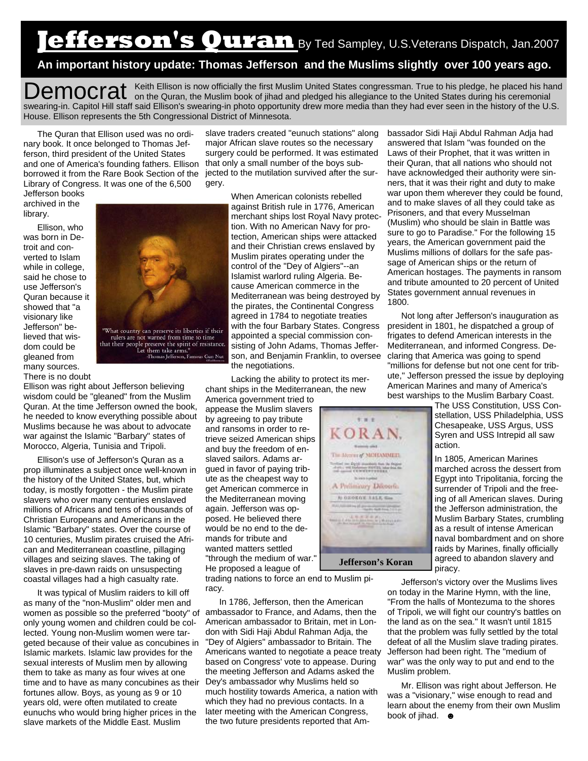# Jefferson's Quran

By Ted Sampley, U.S.Veterans Dispatch, Jan.2007

**An important history update: Thomas Jefferson and the Muslims slightly over 100 years ago.**

Democrat Keith Ellison is now officially the first Muslim United States congressman. True to his pledge, he placed his hand on the Quran, the Muslim book of jihad and pledged his allegiance to the United States during his ceremonial swearing-in. Capitol Hill staff said Ellison's swearing-in photo opportunity drew more media than they had ever seen in the history of the U.S. House. Ellison represents the 5th Congressional District of Minnesota.

The Quran that Ellison used was no ordinary book. It once belonged to Thomas Jefferson, third president of the United States and one of America's founding fathers. Ellison borrowed it from the Rare Book Section of the Library of Congress. It was one of the 6,500 Jefferson books archived in the library.

Ellison, who was born in Detroit and converted to Islam while in college, said he chose to use Jefferson's Quran because it showed that "a visionary like Jefferson" believed that wisdom could be gleaned from many sources.

"What country can preserve its liberties if their rulers are not warned from time to time that their people preserve the spirit of resistance. Let them take arms."
-Thomas Jefferson, Famous Gun Nut

There is no doubt Ellison was right about Jefferson believing wisdom could be "gleaned" from the Muslim Quran. At the time Jefferson owned the book, he needed to know everything possible about Muslims because he was about to advocate war against the Islamic "Barbary" states of Morocco, Algeria, Tunisia and Tripoli.

Ellison's use of Jefferson's Quran as a prop illuminates a subject once well-known in the history of the United States, but, which today, is mostly forgotten - the Muslim pirate slavers who over many centuries enslaved millions of Africans and tens of thousands of Christian Europeans and Americans in the Islamic "Barbary" states. Over the course of 10 centuries, Muslim pirates cruised the African and Mediterranean coastline, pillaging villages and seizing slaves. The taking of slaves in pre-dawn raids on unsuspecting coastal villages had a high casualty rate.

It was typical of Muslim raiders to kill off as many of the "non-Muslim" older men and women as possible so the preferred "booty" of only young women and children could be collected. Young non-Muslim women were targeted because of their value as concubines in Islamic markets. Islamic law provides for the sexual interests of Muslim men by allowing them to take as many as four wives at one time and to have as many concubines as their fortunes allow. Boys, as young as 9 or 10 years old, were often mutilated to create eunuchs who would bring higher prices in the slave markets of the Middle East. Muslim slave traders created "eunuch stations" along major African slave routes so the necessary surgery could be performed. It was estimated that only a small number of the boys subjected to the mutilation survived after the surgery.

When American colonists rebelled against British rule in 1776, American merchant ships lost Royal Navy protection. With no American Navy for protection, American ships were attacked and their Christian crews enslaved by Muslim pirates operating under the control of the "Dey of Algiers"--an Islamist warlord ruling Algeria. Because American commerce in the Mediterranean was being destroyed by the pirates, the Continental Congress agreed in 1784 to negotiate treaties with the four Barbary States. Congress appointed a special commission consisting of John Adams, Thomas Jefferson, and Benjamin Franklin, to oversee the negotiations.

Lacking the ability to protect its merchant ships in the Mediterranean, the new America government tried to appease the Muslim slavers by agreeing to pay tribute and ransoms in order to retrieve seized American ships and buy the freedom of enslaved sailors. Adams argued in favor of paying tribute as the cheapest way to get American commerce in the Mediterranean moving again. Jefferson was opposed. He believed there would be no end to the demands for tribute and wanted matters settled "through the medium of war." He proposed a league of trading nations to force an end to Muslim piracy.

**Jefferson's Koran**

In 1786, Jefferson, then the American ambassador to France, and Adams, then the American ambassador to Britain, met in London with Sidi Haji Abdul Rahman Adja, the "Dey of Algiers" ambassador to Britain. The Americans wanted to negotiate a peace treaty based on Congress' vote to appease. During the meeting Jefferson and Adams asked the Dey's ambassador why Muslims held so much hostility towards America, a nation with which they had no previous contacts. In a later meeting with the American Congress, the two future presidents reported that Ambassador Sidi Haji Abdul Rahman Adja had answered that Islam "was founded on the Laws of their Prophet, that it was written in their Quran, that all nations who should not have acknowledged their authority were sinners, that it was their right and duty to make war upon them wherever they could be found, and to make slaves of all they could take as Prisoners, and that every Musselman (Muslim) who should be slain in Battle was sure to go to Paradise." For the following 15 years, the American government paid the Muslims millions of dollars for the safe passage of American ships or the return of American hostages. The payments in ransom and tribute amounted to 20 percent of United States government annual revenues in 1800.

Not long after Jefferson's inauguration as president in 1801, he dispatched a group of frigates to defend American interests in the Mediterranean, and informed Congress. Declaring that America was going to spend "millions for defense but not one cent for tribute," Jefferson pressed the issue by deploying American Marines and many of America's best warships to the Muslim Barbary Coast. The USS Constitution, USS Constellation, USS Philadelphia, USS Chesapeake, USS Argus, USS Syren and USS Intrepid all saw action.

In 1805, American Marines marched across the dessert from Egypt into Tripolitania, forcing the surrender of Tripoli and the freeing of all American slaves. During the Jefferson administration, the Muslim Barbary States, crumbling as a result of intense American naval bombardment and on shore raids by Marines, finally officially agreed to abandon slavery and piracy.

Jefferson's victory over the Muslims lives on today in the Marine Hymn, with the line, "From the halls of Montezuma to the shores of Tripoli, we will fight our country's battles on the land as on the sea." It wasn't until 1815 that the problem was fully settled by the total defeat of all the Muslim slave trading pirates. Jefferson had been right. The "medium of war" was the only way to put and end to the Muslim problem.

Mr. Ellison was right about Jefferson. He was a "visionary," wise enough to read and learn about the enemy from their own Muslim book of jihad. ☻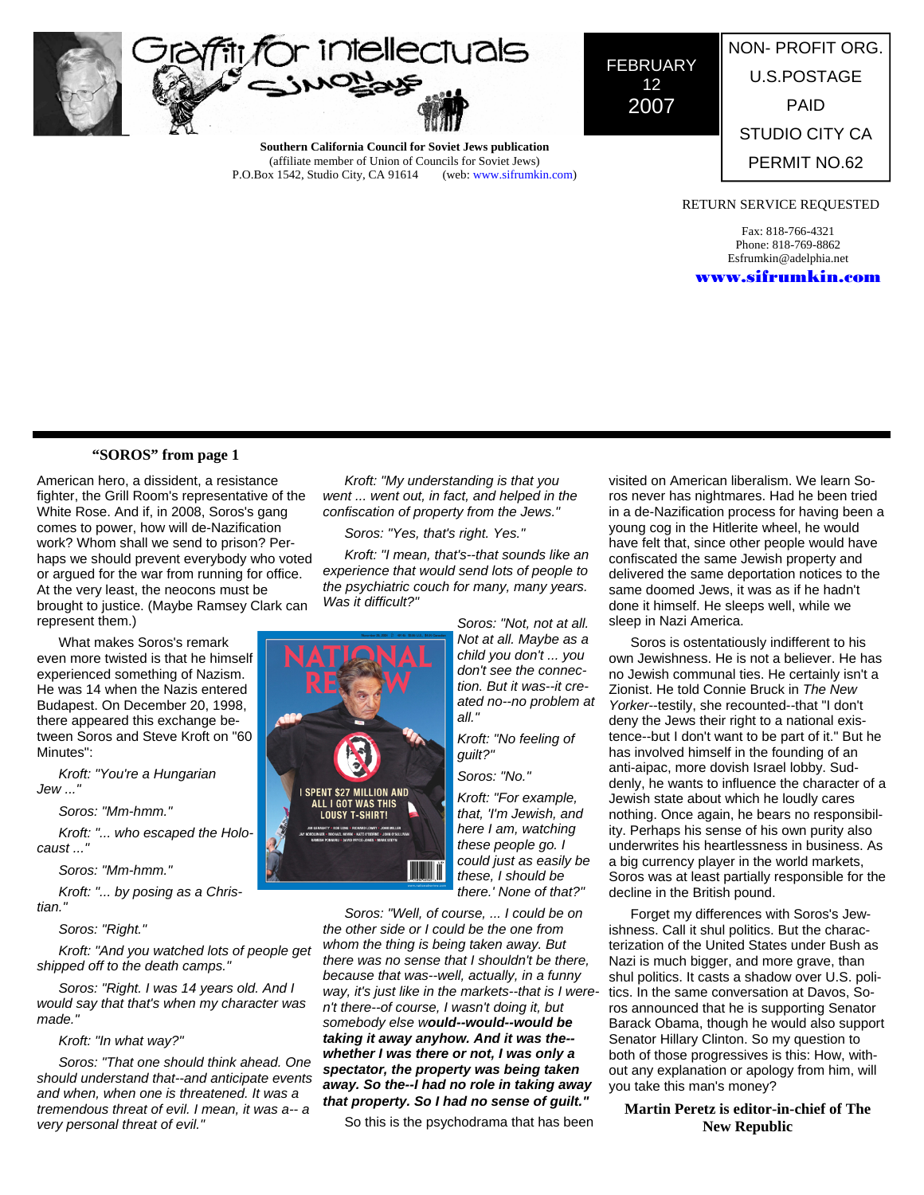Graffiti for intellectuals

SIMON SAYS

**Southern California Council for Soviet Jews publication**
(affiliate member of Union of Councils for Soviet Jews)
P.O.Box 1542, Studio City, CA 91614 (web: www.sifrumkin.com)

FEBRUARY 12 2007

NON- PROFIT ORG.
U.S.POSTAGE
PAID
STUDIO CITY CA
PERMIT NO.62

RETURN SERVICE REQUESTED

Fax: 818-766-4321
Phone: 818-769-8862
Esfrumkin@adelphia.net

**www.sifrumkin.com**

---

**"SOROS" from page 1**

American hero, a dissident, a resistance fighter, the Grill Room's representative of the White Rose. And if, in 2008, Soros's gang comes to power, how will de-Nazification work? Whom shall we send to prison? Perhaps we should prevent everybody who voted or argued for the war from running for office. At the very least, the neocons must be brought to justice. (Maybe Ramsey Clark can represent them.)

What makes Soros's remark even more twisted is that he himself experienced something of Nazism. He was 14 when the Nazis entered Budapest. On December 20, 1998, there appeared this exchange between Soros and Steve Kroft on "60 Minutes":

*Kroft: "You're a Hungarian Jew ..."*

*Soros: "Mm-hmm."*

*Kroft: "... who escaped the Holocaust ..."*

*Soros: "Mm-hmm."*

*Kroft: "... by posing as a Christian."*

*Soros: "Right."*

*Kroft: "And you watched lots of people get shipped off to the death camps."*

*Soros: "Right. I was 14 years old. And I would say that that's when my character was made."*

*Kroft: "In what way?"*

*Soros: "That one should think ahead. One should understand that--and anticipate events and when, when one is threatened. It was a tremendous threat of evil. I mean, it was a-- a very personal threat of evil."*

*Kroft: "My understanding is that you went ... went out, in fact, and helped in the confiscation of property from the Jews."*

*Soros: "Yes, that's right. Yes."*

*Kroft: "I mean, that's--that sounds like an experience that would send lots of people to the psychiatric couch for many, many years. Was it difficult?"*

*Soros: "Not, not at all. Not at all. Maybe as a child you don't ... you don't see the connection. But it was--it created no--no problem at all."*

*Kroft: "No feeling of guilt?"*

*Soros: "No."*

*Kroft: "For example, that, 'I'm Jewish, and here I am, watching these people go. I could just as easily be these, I should be there.' None of that?"*

*Soros: "Well, of course, ... I could be on the other side or I could be the one from whom the thing is being taken away. But there was no sense that I shouldn't be there, because that was--well, actually, in a funny way, it's just like in the markets--that is I weren't there--of course, I wasn't doing it, but somebody else w**ould--would--would be taking it away anyhow. And it was the--whether I was there or not, I was only a spectator, the property was being taken away. So the--I had no role in taking away that property. So I had no sense of guilt."***

So this is the psychodrama that has been visited on American liberalism. We learn Soros never has nightmares. Had he been tried in a de-Nazification process for having been a young cog in the Hitlerite wheel, he would have felt that, since other people would have confiscated the same Jewish property and delivered the same deportation notices to the same doomed Jews, it was as if he hadn't done it himself. He sleeps well, while we sleep in Nazi America.

Soros is ostentatiously indifferent to his own Jewishness. He is not a believer. He has no Jewish communal ties. He certainly isn't a Zionist. He told Connie Bruck in *The New Yorker*--testily, she recounted--that "I don't deny the Jews their right to a national existence--but I don't want to be part of it." But he has involved himself in the founding of an anti-aipac, more dovish Israel lobby. Suddenly, he wants to influence the character of a Jewish state about which he loudly cares nothing. Once again, he bears no responsibility. Perhaps his sense of his own purity also underwrites his heartlessness in business. As a big currency player in the world markets, Soros was at least partially responsible for the decline in the British pound.

Forget my differences with Soros's Jewishness. Call it shul politics. But the characterization of the United States under Bush as Nazi is much bigger, and more grave, than shul politics. It casts a shadow over U.S. politics. In the same conversation at Davos, Soros announced that he is supporting Senator Barack Obama, though he would also support Senator Hillary Clinton. So my question to both of those progressives is this: How, without any explanation or apology from him, will you take this man's money?

**Martin Peretz is editor-in-chief of The New Republic**